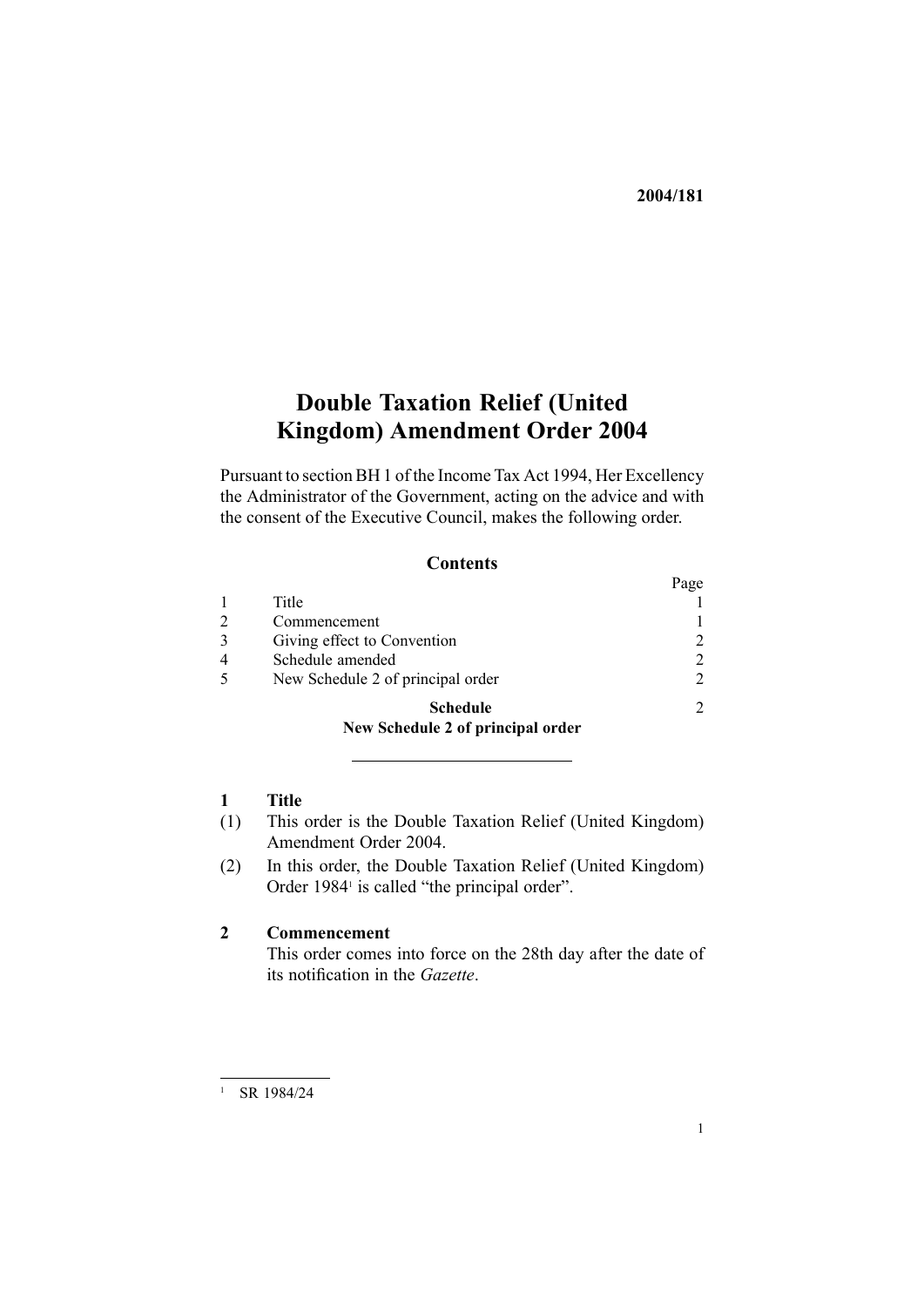**2004/181**

# Double Taxation Relief (United Kingdom) Amendment Order 2004

Pursuant to section BH 1 of the Income Tax Act 1994, Her Excellency the Administrator of the Government, acting on the advice and with the consent of the Executive Council, makes the following order.

## Contents

| | | Page |
|---|---|---|
| 1 | Title | 1 |
| 2 | Commencement | 1 |
| 3 | Giving effect to Convention | 2 |
| 4 | Schedule amended | 2 |
| 5 | New Schedule 2 of principal order | 2 |
| | **Schedule** **New Schedule 2 of principal order** | 2 |

---

### 1 Title

(1) This order is the Double Taxation Relief (United Kingdom) Amendment Order 2004.

(2) In this order, the Double Taxation Relief (United Kingdom) Order 1984[1] is called "the principal order".

### 2 Commencement

This order comes into force on the 28th day after the date of its notification in the *Gazette*.

---

[1] SR 1984/24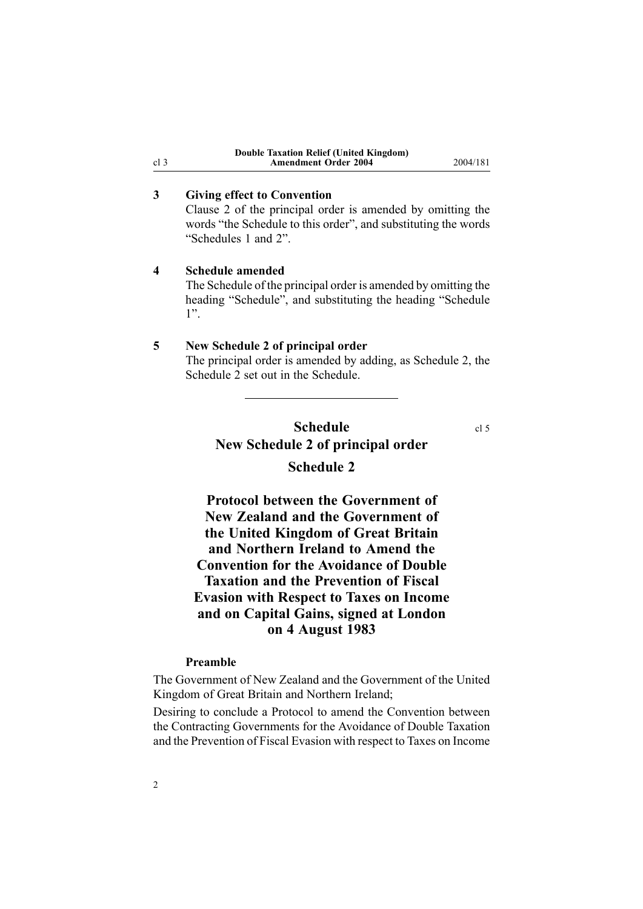### 3 Giving effect to Convention

Clause 2 of the principal order is amended by omitting the words "the Schedule to this order", and substituting the words "Schedules 1 and 2".

### 4 Schedule amended

The Schedule of the principal order is amended by omitting the heading "Schedule", and substituting the heading "Schedule 1".

### 5 New Schedule 2 of principal order

The principal order is amended by adding, as Schedule 2, the Schedule 2 set out in the Schedule.

---

## Schedule

cl 5

## New Schedule 2 of principal order

## Schedule 2

## Protocol between the Government of New Zealand and the Government of the United Kingdom of Great Britain and Northern Ireland to Amend the Convention for the Avoidance of Double Taxation and the Prevention of Fiscal Evasion with Respect to Taxes on Income and on Capital Gains, signed at London on 4 August 1983

#### Preamble

The Government of New Zealand and the Government of the United Kingdom of Great Britain and Northern Ireland;

Desiring to conclude a Protocol to amend the Convention between the Contracting Governments for the Avoidance of Double Taxation and the Prevention of Fiscal Evasion with respect to Taxes on Income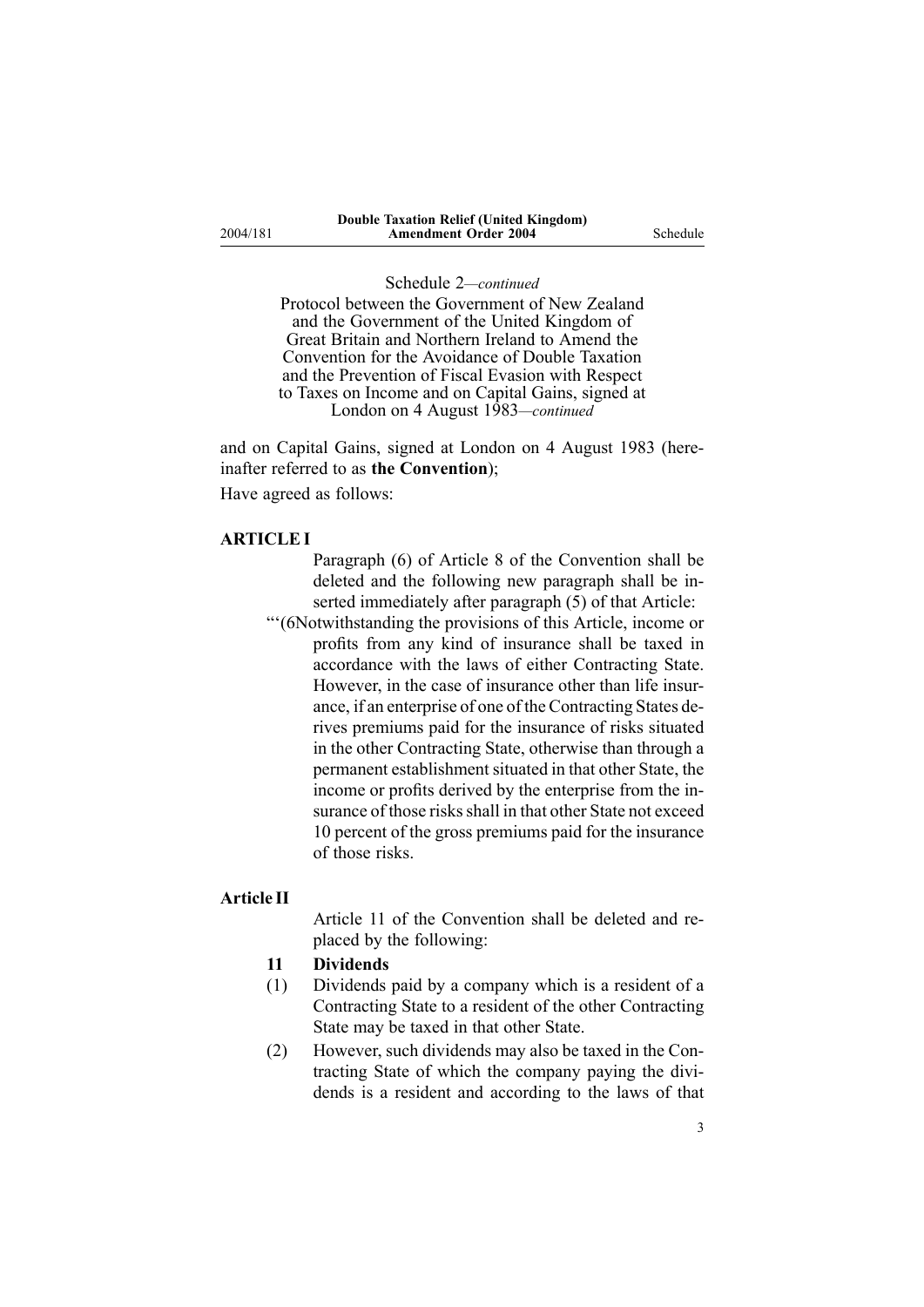Schedule 2—*continued*

Protocol between the Government of New Zealand and the Government of the United Kingdom of Great Britain and Northern Ireland to Amend the Convention for the Avoidance of Double Taxation and the Prevention of Fiscal Evasion with Respect to Taxes on Income and on Capital Gains, signed at London on 4 August 1983—*continued*

and on Capital Gains, signed at London on 4 August 1983 (hereinafter referred to as **the Convention**);

Have agreed as follows:

**ARTICLE I**

Paragraph (6) of Article 8 of the Convention shall be deleted and the following new paragraph shall be inserted immediately after paragraph (5) of that Article:

"'(6Notwithstanding the provisions of this Article, income or profits from any kind of insurance shall be taxed in accordance with the laws of either Contracting State. However, in the case of insurance other than life insurance, if an enterprise of one of the Contracting States derives premiums paid for the insurance of risks situated in the other Contracting State, otherwise than through a permanent establishment situated in that other State, the income or profits derived by the enterprise from the insurance of those risks shall in that other State not exceed 10 percent of the gross premiums paid for the insurance of those risks.

**Article II**

Article 11 of the Convention shall be deleted and replaced by the following:

**11 Dividends**

(1) Dividends paid by a company which is a resident of a Contracting State to a resident of the other Contracting State may be taxed in that other State.

(2) However, such dividends may also be taxed in the Contracting State of which the company paying the dividends is a resident and according to the laws of that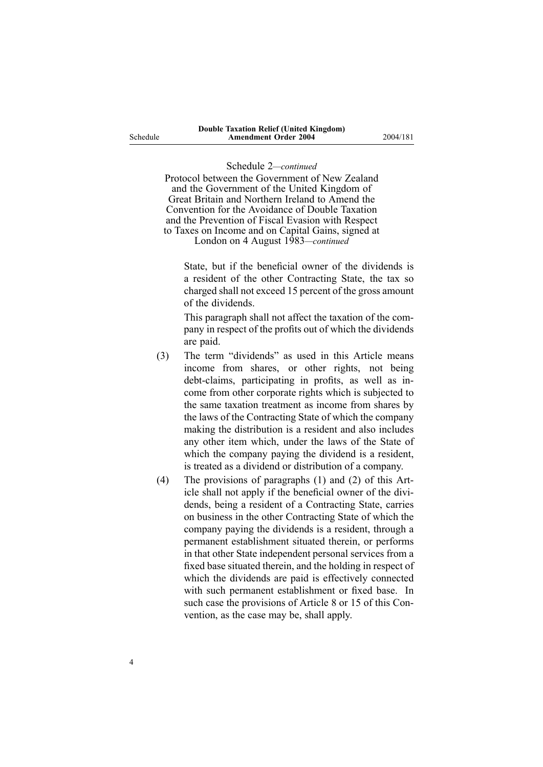Schedule 2—*continued*

Protocol between the Government of New Zealand and the Government of the United Kingdom of Great Britain and Northern Ireland to Amend the Convention for the Avoidance of Double Taxation and the Prevention of Fiscal Evasion with Respect to Taxes on Income and on Capital Gains, signed at London on 4 August 1983—*continued*

State, but if the beneficial owner of the dividends is a resident of the other Contracting State, the tax so charged shall not exceed 15 percent of the gross amount of the dividends.

This paragraph shall not affect the taxation of the company in respect of the profits out of which the dividends are paid.

(3) The term "dividends" as used in this Article means income from shares, or other rights, not being debt-claims, participating in profits, as well as income from other corporate rights which is subjected to the same taxation treatment as income from shares by the laws of the Contracting State of which the company making the distribution is a resident and also includes any other item which, under the laws of the State of which the company paying the dividend is a resident, is treated as a dividend or distribution of a company.

(4) The provisions of paragraphs (1) and (2) of this Article shall not apply if the beneficial owner of the dividends, being a resident of a Contracting State, carries on business in the other Contracting State of which the company paying the dividends is a resident, through a permanent establishment situated therein, or performs in that other State independent personal services from a fixed base situated therein, and the holding in respect of which the dividends are paid is effectively connected with such permanent establishment or fixed base. In such case the provisions of Article 8 or 15 of this Convention, as the case may be, shall apply.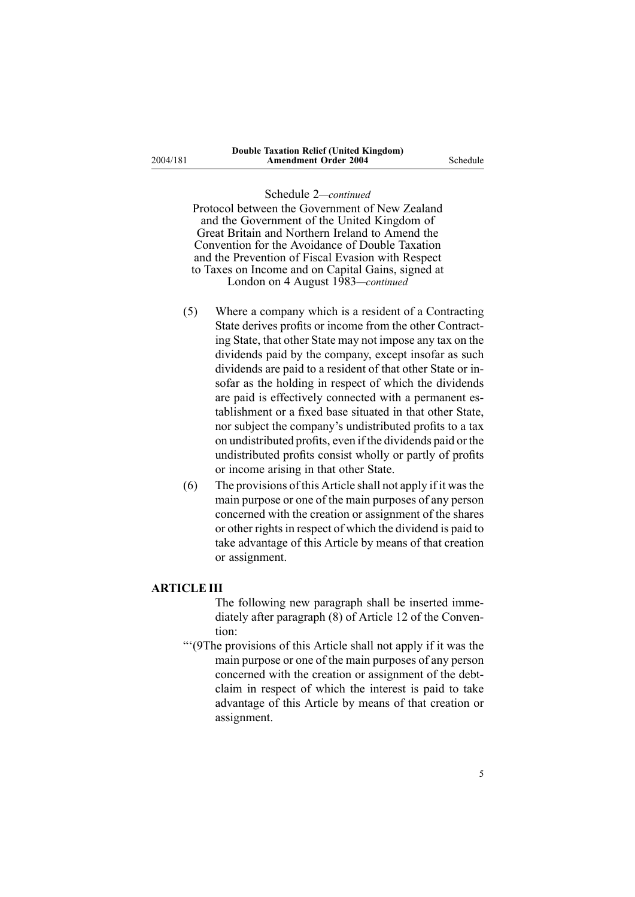Schedule 2—*continued*

Protocol between the Government of New Zealand and the Government of the United Kingdom of Great Britain and Northern Ireland to Amend the Convention for the Avoidance of Double Taxation and the Prevention of Fiscal Evasion with Respect to Taxes on Income and on Capital Gains, signed at London on 4 August 1983—*continued*

(5) Where a company which is a resident of a Contracting State derives profits or income from the other Contracting State, that other State may not impose any tax on the dividends paid by the company, except insofar as such dividends are paid to a resident of that other State or insofar as the holding in respect of which the dividends are paid is effectively connected with a permanent establishment or a fixed base situated in that other State, nor subject the company's undistributed profits to a tax on undistributed profits, even if the dividends paid or the undistributed profits consist wholly or partly of profits or income arising in that other State.

(6) The provisions of this Article shall not apply if it was the main purpose or one of the main purposes of any person concerned with the creation or assignment of the shares or other rights in respect of which the dividend is paid to take advantage of this Article by means of that creation or assignment.

**ARTICLE III**

The following new paragraph shall be inserted immediately after paragraph (8) of Article 12 of the Convention:

"'(9The provisions of this Article shall not apply if it was the main purpose or one of the main purposes of any person concerned with the creation or assignment of the debt-claim in respect of which the interest is paid to take advantage of this Article by means of that creation or assignment.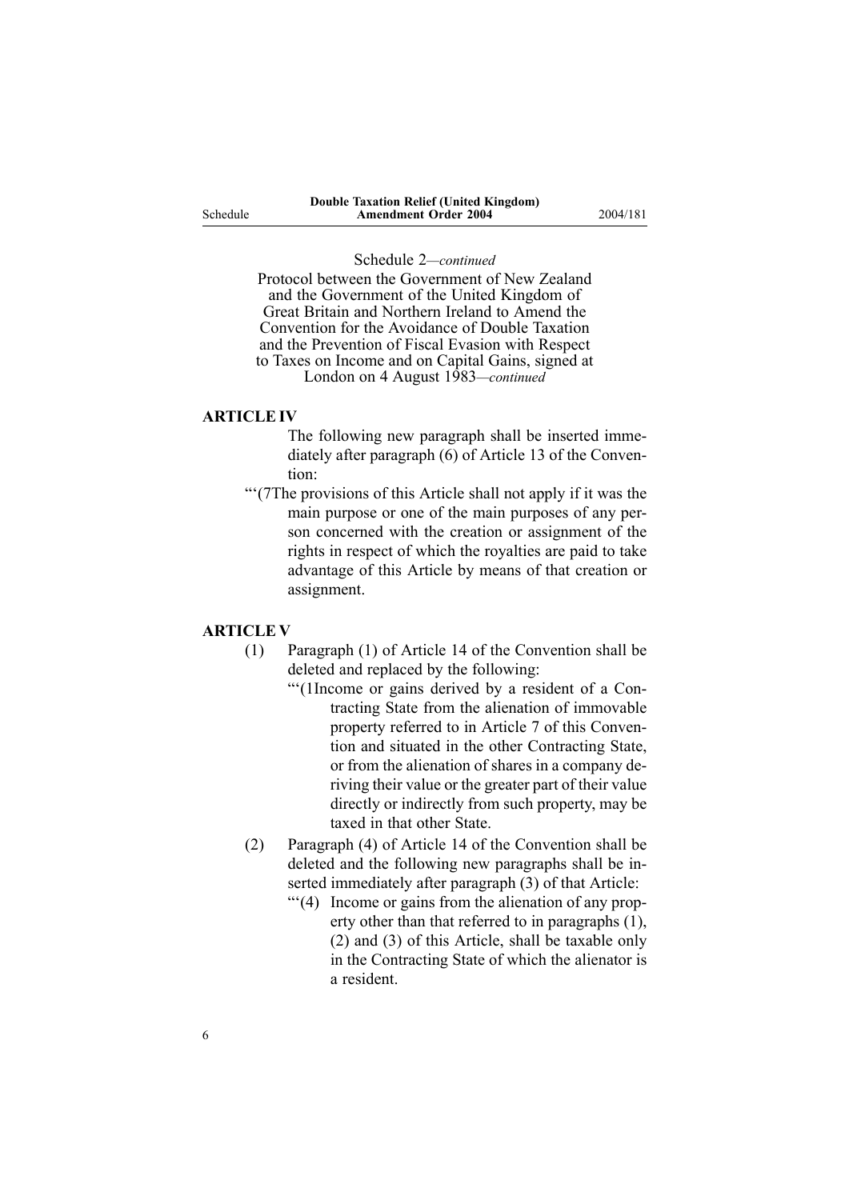Schedule 2—*continued*

Protocol between the Government of New Zealand and the Government of the United Kingdom of Great Britain and Northern Ireland to Amend the Convention for the Avoidance of Double Taxation and the Prevention of Fiscal Evasion with Respect to Taxes on Income and on Capital Gains, signed at London on 4 August 1983—*continued*

**ARTICLE IV**

The following new paragraph shall be inserted immediately after paragraph (6) of Article 13 of the Convention:

"'(7The provisions of this Article shall not apply if it was the main purpose or one of the main purposes of any person concerned with the creation or assignment of the rights in respect of which the royalties are paid to take advantage of this Article by means of that creation or assignment.

**ARTICLE V**

(1) Paragraph (1) of Article 14 of the Convention shall be deleted and replaced by the following:

"'(1Income or gains derived by a resident of a Contracting State from the alienation of immovable property referred to in Article 7 of this Convention and situated in the other Contracting State, or from the alienation of shares in a company deriving their value or the greater part of their value directly or indirectly from such property, may be taxed in that other State.

(2) Paragraph (4) of Article 14 of the Convention shall be deleted and the following new paragraphs shall be inserted immediately after paragraph (3) of that Article:

"'(4) Income or gains from the alienation of any property other than that referred to in paragraphs (1), (2) and (3) of this Article, shall be taxable only in the Contracting State of which the alienator is a resident.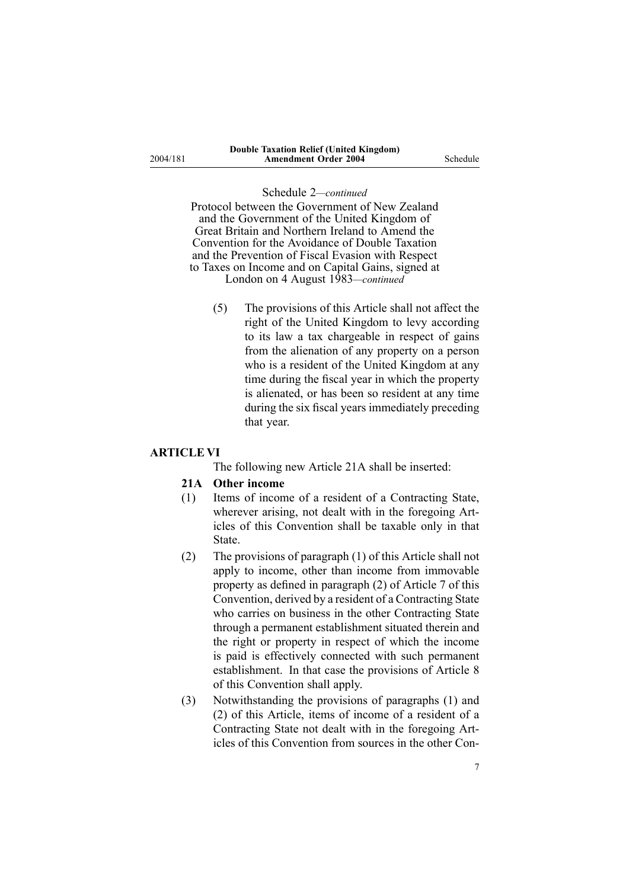Schedule 2—*continued*

Protocol between the Government of New Zealand and the Government of the United Kingdom of Great Britain and Northern Ireland to Amend the Convention for the Avoidance of Double Taxation and the Prevention of Fiscal Evasion with Respect to Taxes on Income and on Capital Gains, signed at London on 4 August 1983—*continued*

(5) The provisions of this Article shall not affect the right of the United Kingdom to levy according to its law a tax chargeable in respect of gains from the alienation of any property on a person who is a resident of the United Kingdom at any time during the fiscal year in which the property is alienated, or has been so resident at any time during the six fiscal years immediately preceding that year.

**ARTICLE VI**

The following new Article 21A shall be inserted:

**21A Other income**

(1) Items of income of a resident of a Contracting State, wherever arising, not dealt with in the foregoing Articles of this Convention shall be taxable only in that State.

(2) The provisions of paragraph (1) of this Article shall not apply to income, other than income from immovable property as defined in paragraph (2) of Article 7 of this Convention, derived by a resident of a Contracting State who carries on business in the other Contracting State through a permanent establishment situated therein and the right or property in respect of which the income is paid is effectively connected with such permanent establishment. In that case the provisions of Article 8 of this Convention shall apply.

(3) Notwithstanding the provisions of paragraphs (1) and (2) of this Article, items of income of a resident of a Contracting State not dealt with in the foregoing Articles of this Convention from sources in the other Con-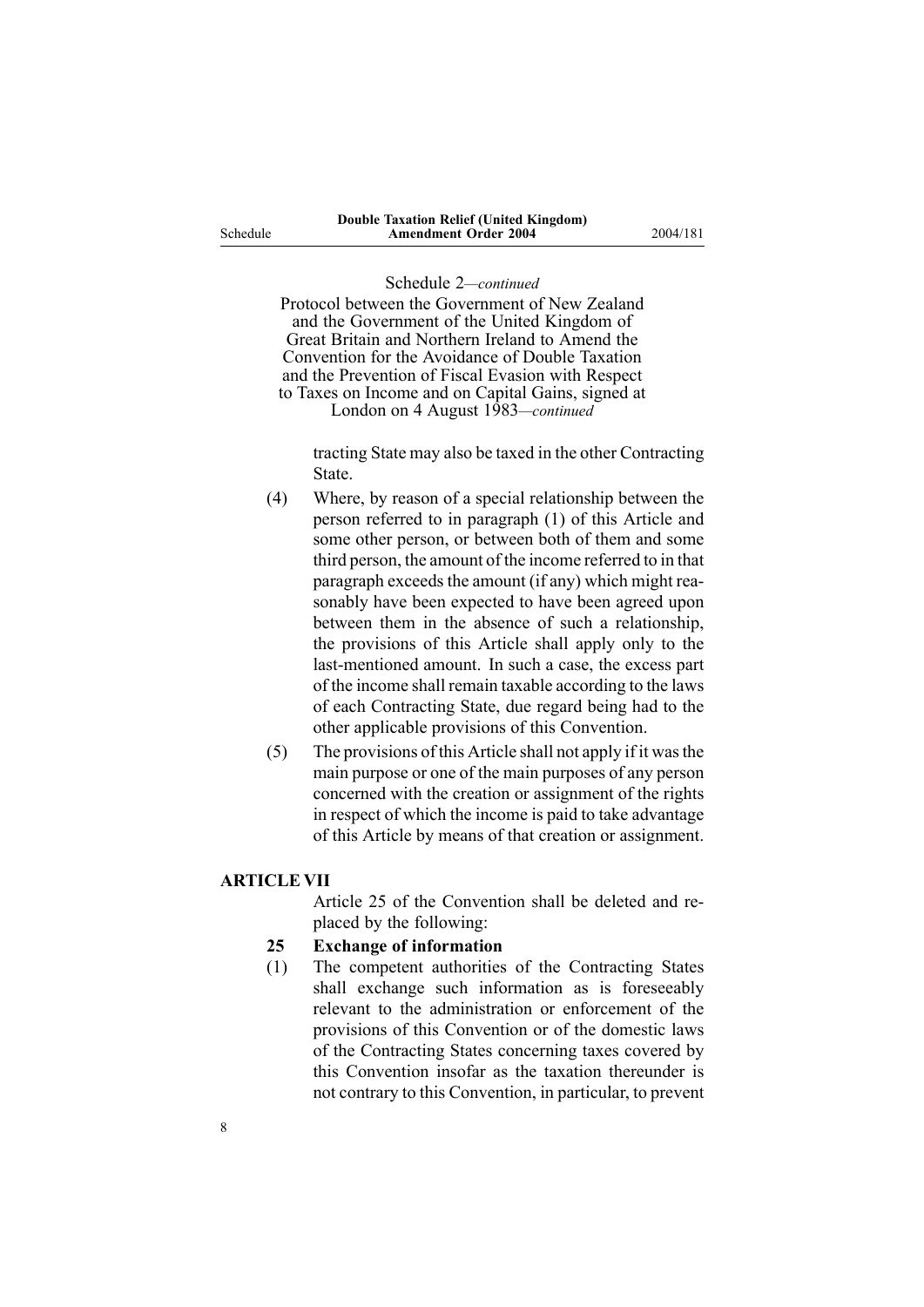Schedule 2—*continued*

Protocol between the Government of New Zealand and the Government of the United Kingdom of Great Britain and Northern Ireland to Amend the Convention for the Avoidance of Double Taxation and the Prevention of Fiscal Evasion with Respect to Taxes on Income and on Capital Gains, signed at London on 4 August 1983—*continued*

tracting State may also be taxed in the other Contracting State.

(4) Where, by reason of a special relationship between the person referred to in paragraph (1) of this Article and some other person, or between both of them and some third person, the amount of the income referred to in that paragraph exceeds the amount (if any) which might reasonably have been expected to have been agreed upon between them in the absence of such a relationship, the provisions of this Article shall apply only to the last-mentioned amount. In such a case, the excess part of the income shall remain taxable according to the laws of each Contracting State, due regard being had to the other applicable provisions of this Convention.

(5) The provisions of this Article shall not apply if it was the main purpose or one of the main purposes of any person concerned with the creation or assignment of the rights in respect of which the income is paid to take advantage of this Article by means of that creation or assignment.

**ARTICLE VII**

Article 25 of the Convention shall be deleted and replaced by the following:

**25 Exchange of information**

(1) The competent authorities of the Contracting States shall exchange such information as is foreseeably relevant to the administration or enforcement of the provisions of this Convention or of the domestic laws of the Contracting States concerning taxes covered by this Convention insofar as the taxation thereunder is not contrary to this Convention, in particular, to prevent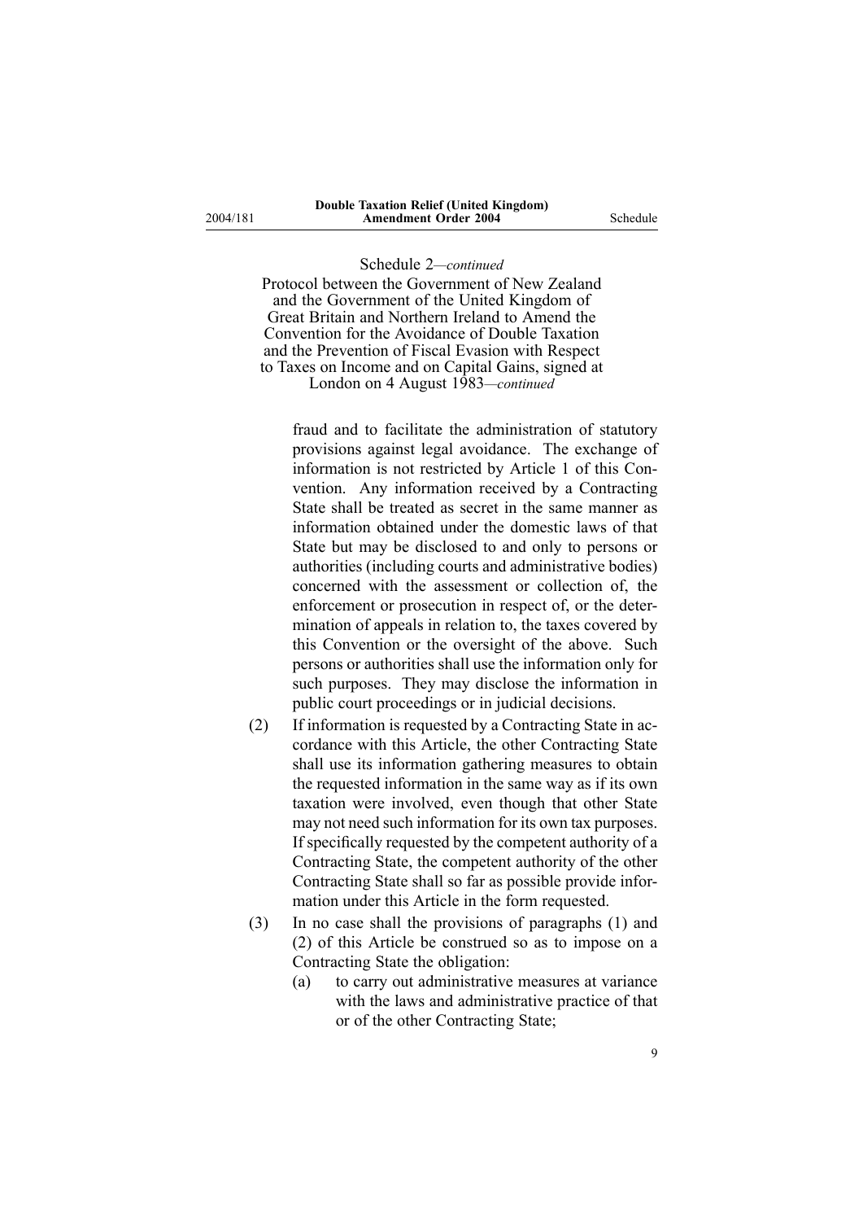Schedule 2—*continued*

Protocol between the Government of New Zealand and the Government of the United Kingdom of Great Britain and Northern Ireland to Amend the Convention for the Avoidance of Double Taxation and the Prevention of Fiscal Evasion with Respect to Taxes on Income and on Capital Gains, signed at London on 4 August 1983—*continued*

fraud and to facilitate the administration of statutory provisions against legal avoidance. The exchange of information is not restricted by Article 1 of this Convention. Any information received by a Contracting State shall be treated as secret in the same manner as information obtained under the domestic laws of that State but may be disclosed to and only to persons or authorities (including courts and administrative bodies) concerned with the assessment or collection of, the enforcement or prosecution in respect of, or the determination of appeals in relation to, the taxes covered by this Convention or the oversight of the above. Such persons or authorities shall use the information only for such purposes. They may disclose the information in public court proceedings or in judicial decisions.

(2) If information is requested by a Contracting State in accordance with this Article, the other Contracting State shall use its information gathering measures to obtain the requested information in the same way as if its own taxation were involved, even though that other State may not need such information for its own tax purposes. If specifically requested by the competent authority of a Contracting State, the competent authority of the other Contracting State shall so far as possible provide information under this Article in the form requested.

(3) In no case shall the provisions of paragraphs (1) and (2) of this Article be construed so as to impose on a Contracting State the obligation:

(a) to carry out administrative measures at variance with the laws and administrative practice of that or of the other Contracting State;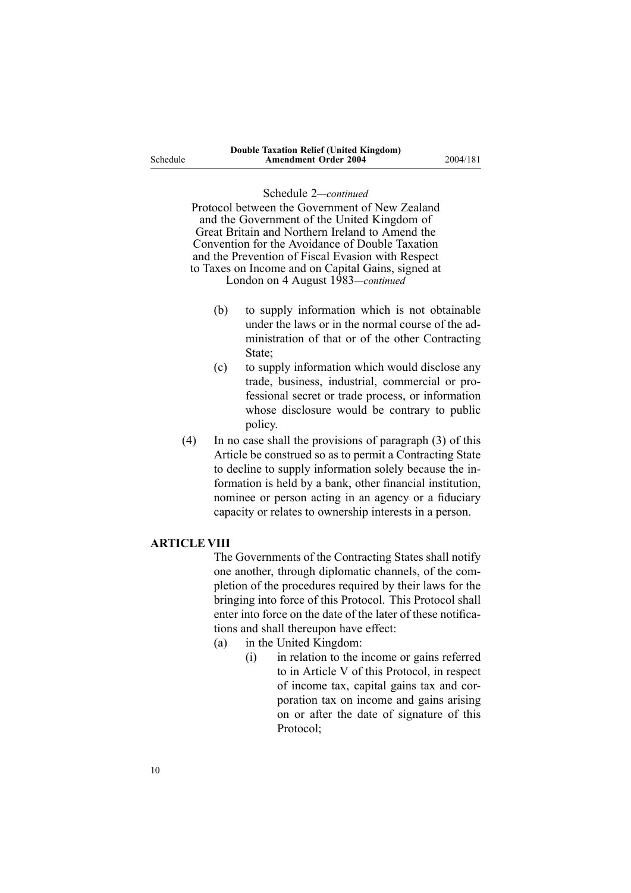Schedule 2—*continued*

Protocol between the Government of New Zealand and the Government of the United Kingdom of Great Britain and Northern Ireland to Amend the Convention for the Avoidance of Double Taxation and the Prevention of Fiscal Evasion with Respect to Taxes on Income and on Capital Gains, signed at London on 4 August 1983—*continued*

(b) to supply information which is not obtainable under the laws or in the normal course of the administration of that or of the other Contracting State;

(c) to supply information which would disclose any trade, business, industrial, commercial or professional secret or trade process, or information whose disclosure would be contrary to public policy.

(4) In no case shall the provisions of paragraph (3) of this Article be construed so as to permit a Contracting State to decline to supply information solely because the information is held by a bank, other financial institution, nominee or person acting in an agency or a fiduciary capacity or relates to ownership interests in a person.

### ARTICLE VIII

The Governments of the Contracting States shall notify one another, through diplomatic channels, of the completion of the procedures required by their laws for the bringing into force of this Protocol. This Protocol shall enter into force on the date of the later of these notifications and shall thereupon have effect:

(a) in the United Kingdom:

(i) in relation to the income or gains referred to in Article V of this Protocol, in respect of income tax, capital gains tax and corporation tax on income and gains arising on or after the date of signature of this Protocol;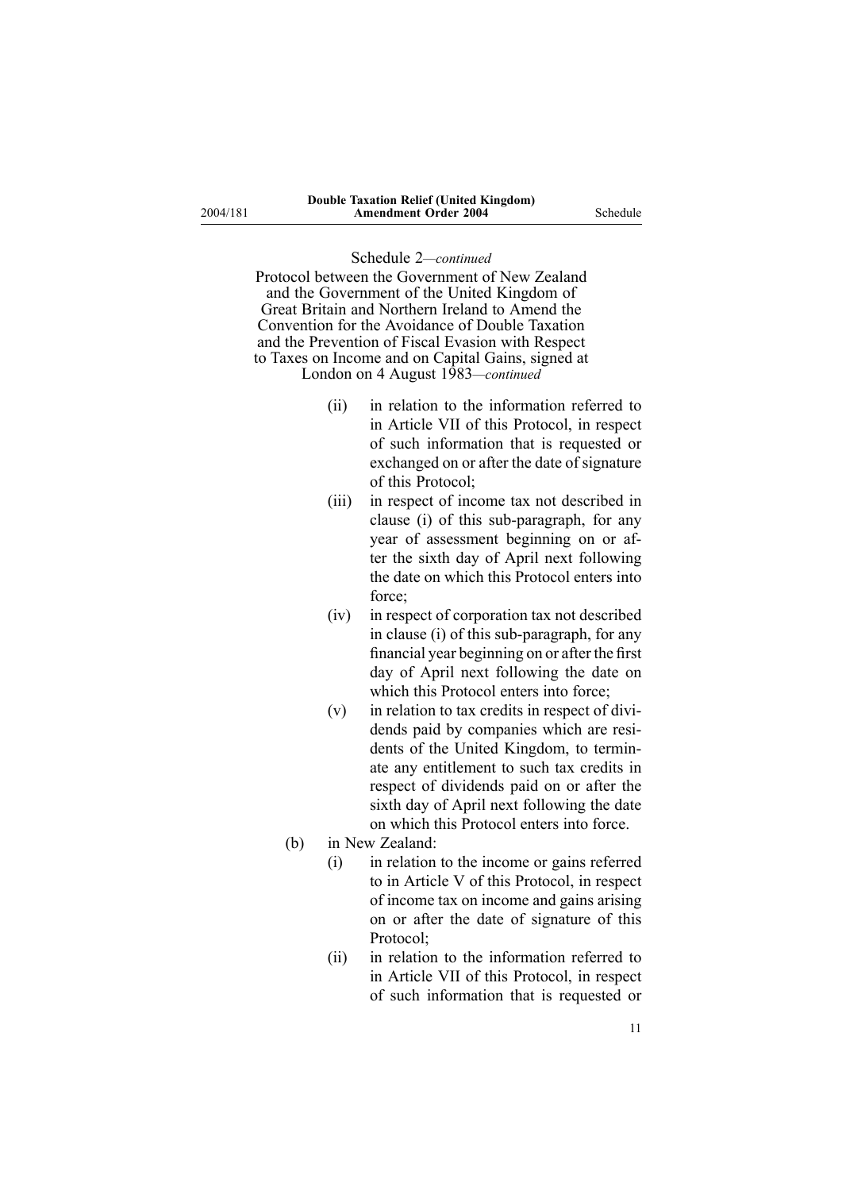Schedule 2—*continued*

Protocol between the Government of New Zealand and the Government of the United Kingdom of Great Britain and Northern Ireland to Amend the Convention for the Avoidance of Double Taxation and the Prevention of Fiscal Evasion with Respect to Taxes on Income and on Capital Gains, signed at London on 4 August 1983—*continued*

- (ii) in relation to the information referred to in Article VII of this Protocol, in respect of such information that is requested or exchanged on or after the date of signature of this Protocol;
- (iii) in respect of income tax not described in clause (i) of this sub-paragraph, for any year of assessment beginning on or after the sixth day of April next following the date on which this Protocol enters into force;
- (iv) in respect of corporation tax not described in clause (i) of this sub-paragraph, for any financial year beginning on or after the first day of April next following the date on which this Protocol enters into force;
- (v) in relation to tax credits in respect of dividends paid by companies which are residents of the United Kingdom, to terminate any entitlement to such tax credits in respect of dividends paid on or after the sixth day of April next following the date on which this Protocol enters into force.

(b) in New Zealand:

- (i) in relation to the income or gains referred to in Article V of this Protocol, in respect of income tax on income and gains arising on or after the date of signature of this Protocol;
- (ii) in relation to the information referred to in Article VII of this Protocol, in respect of such information that is requested or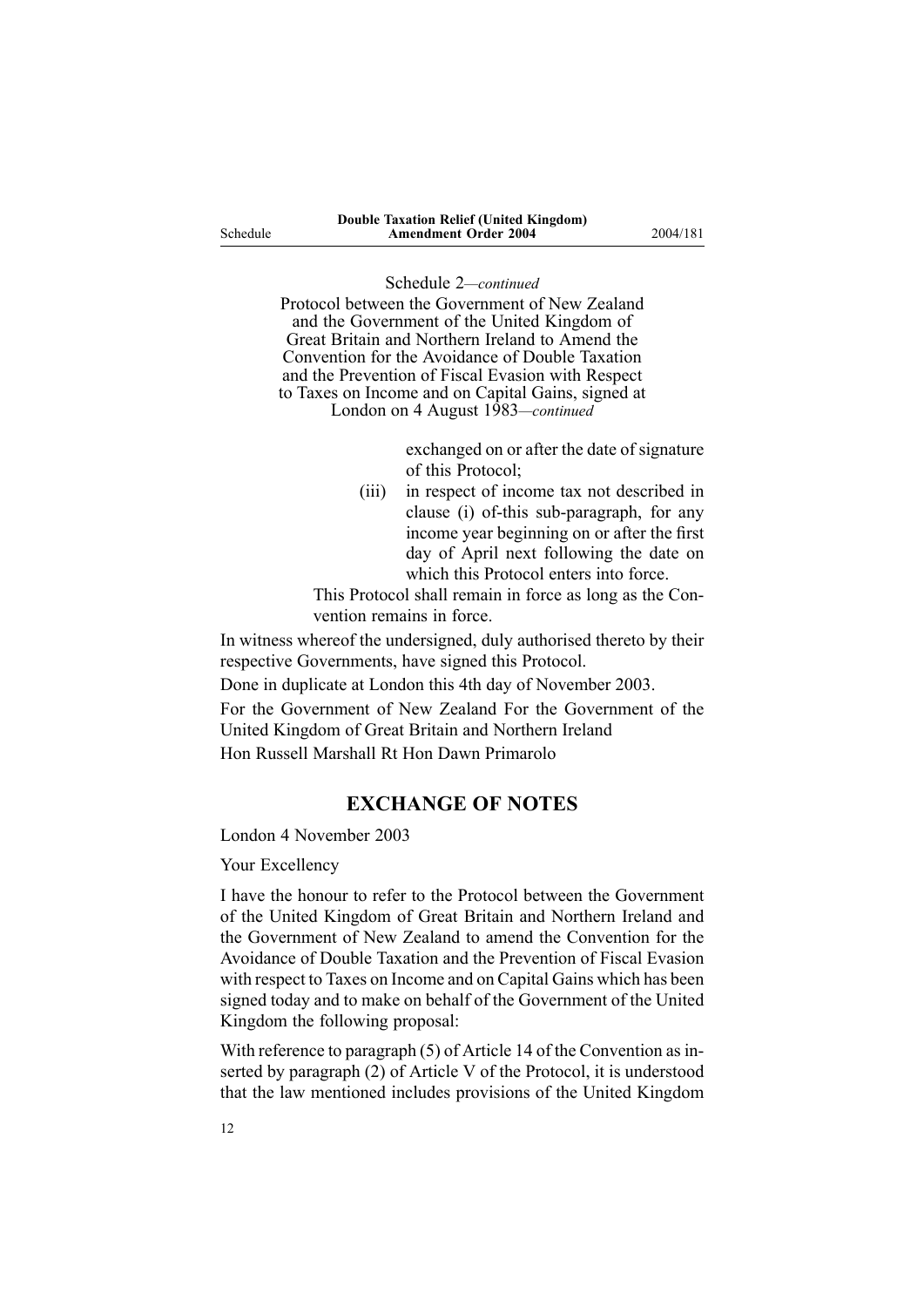Schedule 2—*continued*

Protocol between the Government of New Zealand and the Government of the United Kingdom of Great Britain and Northern Ireland to Amend the Convention for the Avoidance of Double Taxation and the Prevention of Fiscal Evasion with Respect to Taxes on Income and on Capital Gains, signed at London on 4 August 1983—*continued*

exchanged on or after the date of signature of this Protocol;

(iii) in respect of income tax not described in clause (i) of-this sub-paragraph, for any income year beginning on or after the first day of April next following the date on which this Protocol enters into force.

This Protocol shall remain in force as long as the Convention remains in force.

In witness whereof the undersigned, duly authorised thereto by their respective Governments, have signed this Protocol.

Done in duplicate at London this 4th day of November 2003.

For the Government of New Zealand For the Government of the United Kingdom of Great Britain and Northern Ireland

Hon Russell Marshall Rt Hon Dawn Primarolo

## EXCHANGE OF NOTES

London 4 November 2003

Your Excellency

I have the honour to refer to the Protocol between the Government of the United Kingdom of Great Britain and Northern Ireland and the Government of New Zealand to amend the Convention for the Avoidance of Double Taxation and the Prevention of Fiscal Evasion with respect to Taxes on Income and on Capital Gains which has been signed today and to make on behalf of the Government of the United Kingdom the following proposal:

With reference to paragraph (5) of Article 14 of the Convention as inserted by paragraph (2) of Article V of the Protocol, it is understood that the law mentioned includes provisions of the United Kingdom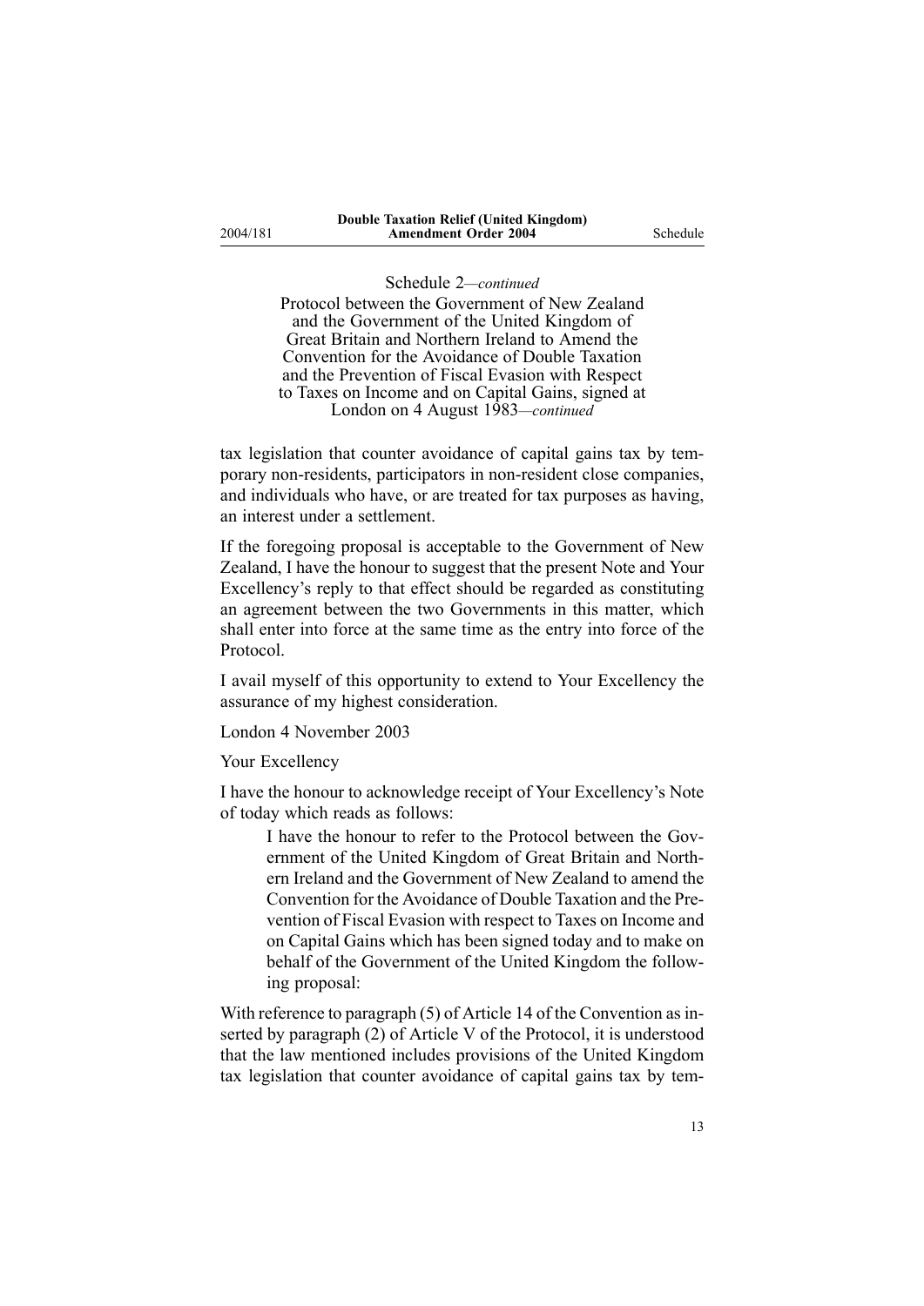Schedule 2—*continued*

Protocol between the Government of New Zealand and the Government of the United Kingdom of Great Britain and Northern Ireland to Amend the Convention for the Avoidance of Double Taxation and the Prevention of Fiscal Evasion with Respect to Taxes on Income and on Capital Gains, signed at London on 4 August 1983—*continued*

tax legislation that counter avoidance of capital gains tax by temporary non-residents, participators in non-resident close companies, and individuals who have, or are treated for tax purposes as having, an interest under a settlement.

If the foregoing proposal is acceptable to the Government of New Zealand, I have the honour to suggest that the present Note and Your Excellency's reply to that effect should be regarded as constituting an agreement between the two Governments in this matter, which shall enter into force at the same time as the entry into force of the Protocol.

I avail myself of this opportunity to extend to Your Excellency the assurance of my highest consideration.

London 4 November 2003

Your Excellency

I have the honour to acknowledge receipt of Your Excellency's Note of today which reads as follows:

> I have the honour to refer to the Protocol between the Government of the United Kingdom of Great Britain and Northern Ireland and the Government of New Zealand to amend the Convention for the Avoidance of Double Taxation and the Prevention of Fiscal Evasion with respect to Taxes on Income and on Capital Gains which has been signed today and to make on behalf of the Government of the United Kingdom the following proposal:

With reference to paragraph (5) of Article 14 of the Convention as inserted by paragraph (2) of Article V of the Protocol, it is understood that the law mentioned includes provisions of the United Kingdom tax legislation that counter avoidance of capital gains tax by tem-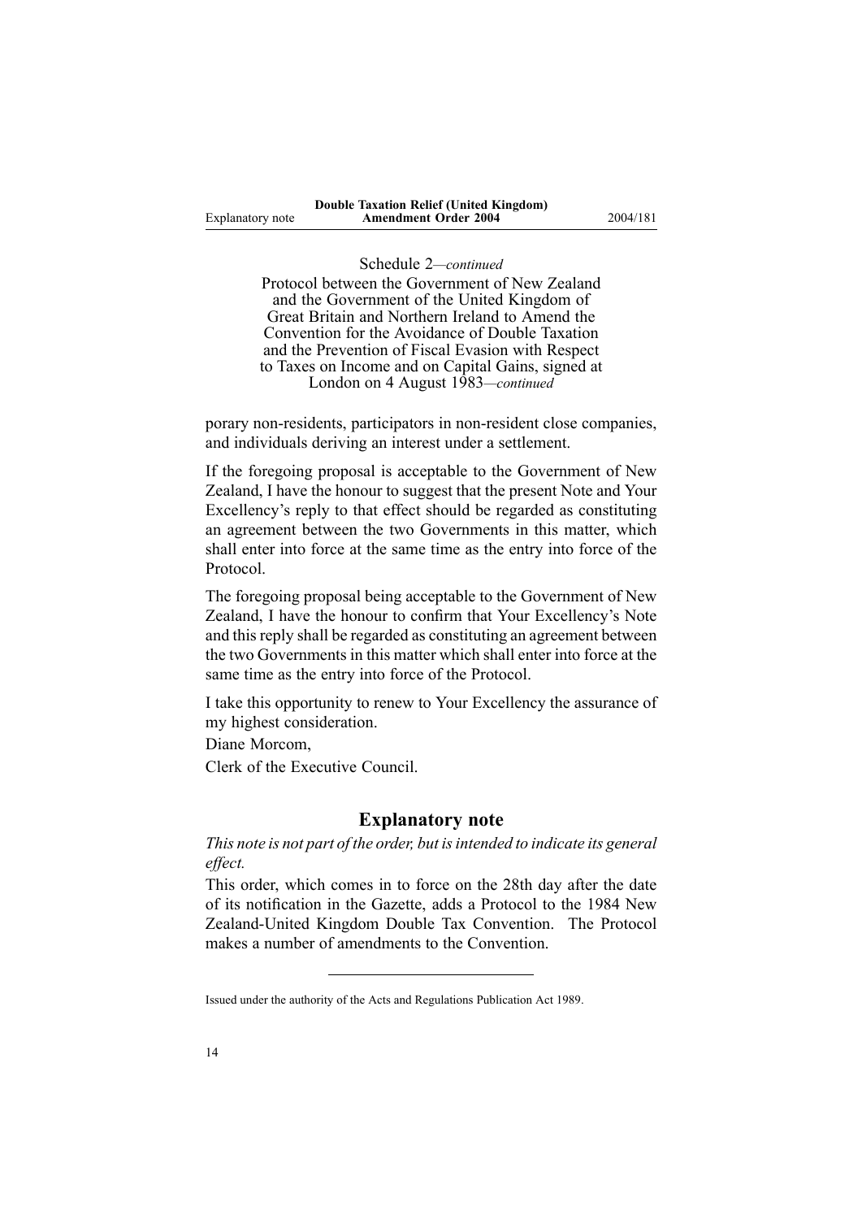Schedule 2—*continued*

Protocol between the Government of New Zealand and the Government of the United Kingdom of Great Britain and Northern Ireland to Amend the Convention for the Avoidance of Double Taxation and the Prevention of Fiscal Evasion with Respect to Taxes on Income and on Capital Gains, signed at London on 4 August 1983—*continued*

porary non-residents, participators in non-resident close companies, and individuals deriving an interest under a settlement.

If the foregoing proposal is acceptable to the Government of New Zealand, I have the honour to suggest that the present Note and Your Excellency's reply to that effect should be regarded as constituting an agreement between the two Governments in this matter, which shall enter into force at the same time as the entry into force of the Protocol.

The foregoing proposal being acceptable to the Government of New Zealand, I have the honour to confirm that Your Excellency's Note and this reply shall be regarded as constituting an agreement between the two Governments in this matter which shall enter into force at the same time as the entry into force of the Protocol.

I take this opportunity to renew to Your Excellency the assurance of my highest consideration.

Diane Morcom,

Clerk of the Executive Council.

## Explanatory note

*This note is not part of the order, but is intended to indicate its general effect.*

This order, which comes in to force on the 28th day after the date of its notification in the Gazette, adds a Protocol to the 1984 New Zealand-United Kingdom Double Tax Convention. The Protocol makes a number of amendments to the Convention.

---

Issued under the authority of the Acts and Regulations Publication Act 1989.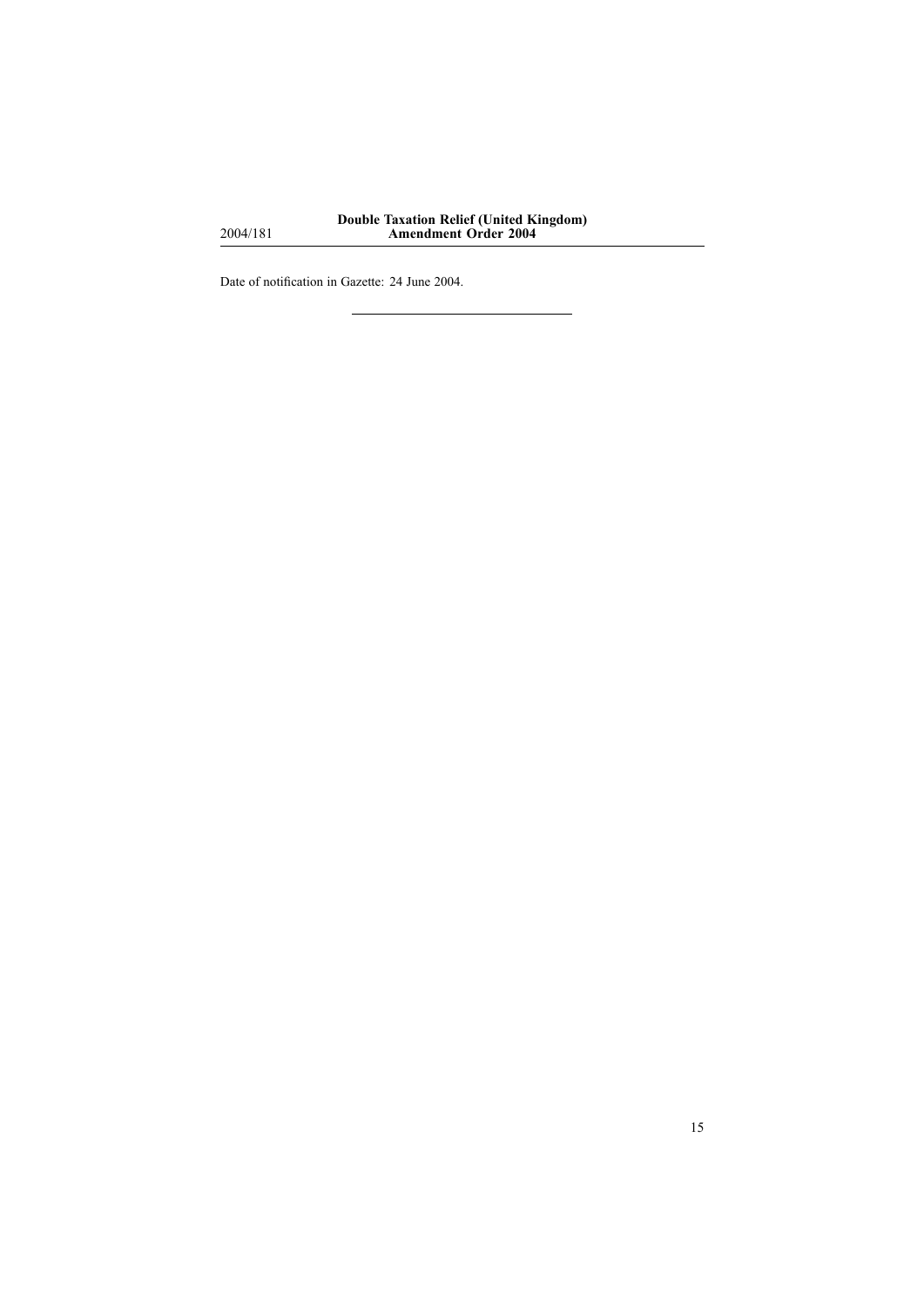Date of notification in Gazette: 24 June 2004.

---